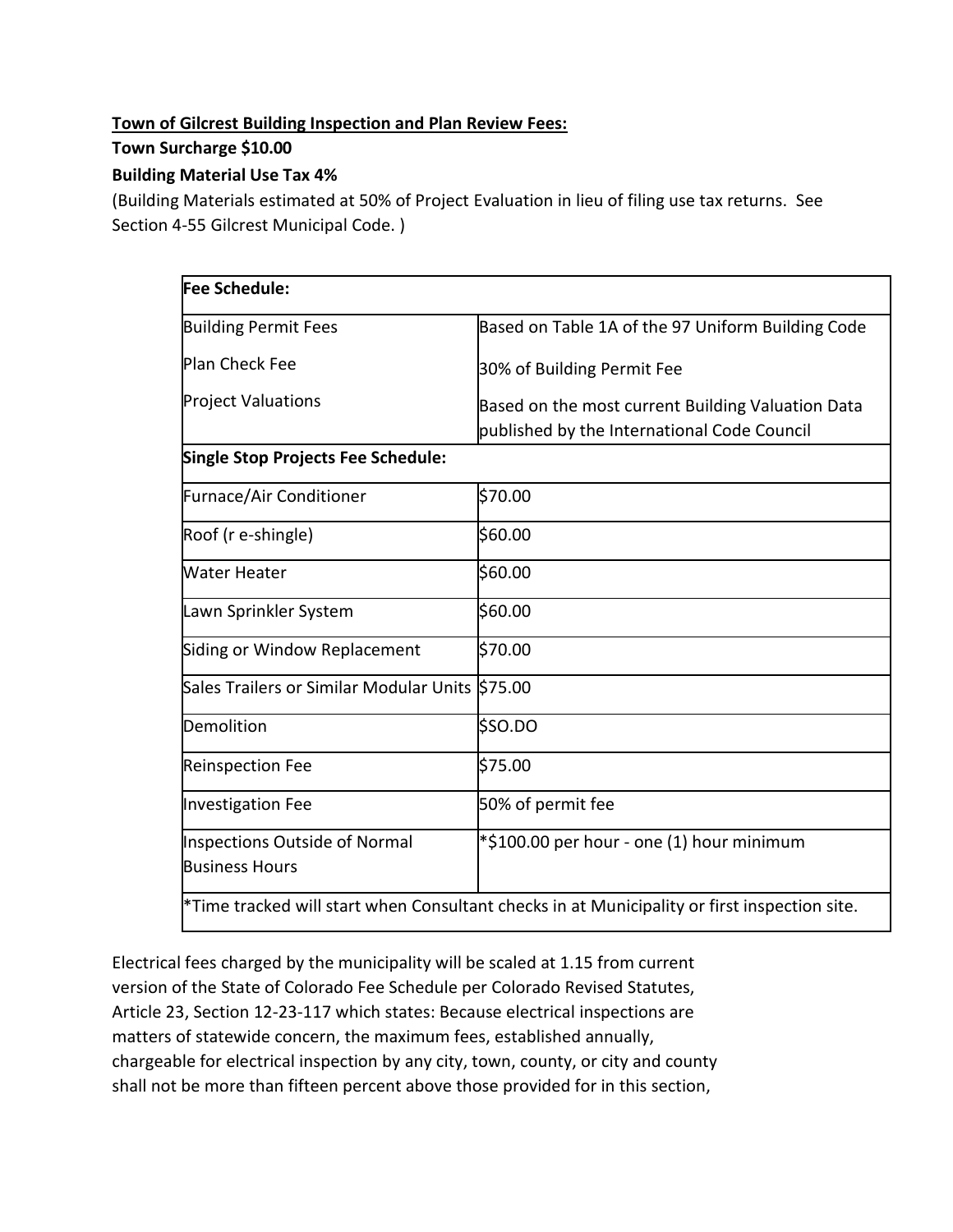**Town of Gilcrest Building Inspection and Plan Review Fees:**

**Town Surcharge $10.00**

**Building Material Use Tax 4%**

(Building Materials estimated at 50% of Project Evaluation in lieu of filing use tax returns. See Section 4-55 Gilcrest Municipal Code. )

| **Fee Schedule:** | |
|---|---|
| Building Permit Fees | Based on Table 1A of the 97 Uniform Building Code |
| Plan Check Fee | 30% of Building Permit Fee |
| Project Valuations | Based on the most current Building Valuation Data published by the International Code Council |
| **Single Stop Projects Fee Schedule:** | |
| Furnace/Air Conditioner | $70.00 |
| Roof (r e-shingle) | $60.00 |
| Water Heater | $60.00 |
| Lawn Sprinkler System | $60.00 |
| Siding or Window Replacement | $70.00 |
| Sales Trailers or Similar Modular Units | $75.00 |
| Demolition | $SO.DO |
| Reinspection Fee | $75.00 |
| Investigation Fee | 50% of permit fee |
| Inspections Outside of Normal Business Hours | *$100.00 per hour - one (1) hour minimum |
| *Time tracked will start when Consultant checks in at Municipality or first inspection site. | |

Electrical fees charged by the municipality will be scaled at 1.15 from current version of the State of Colorado Fee Schedule per Colorado Revised Statutes, Article 23, Section 12-23-117 which states: Because electrical inspections are matters of statewide concern, the maximum fees, established annually, chargeable for electrical inspection by any city, town, county, or city and county shall not be more than fifteen percent above those provided for in this section,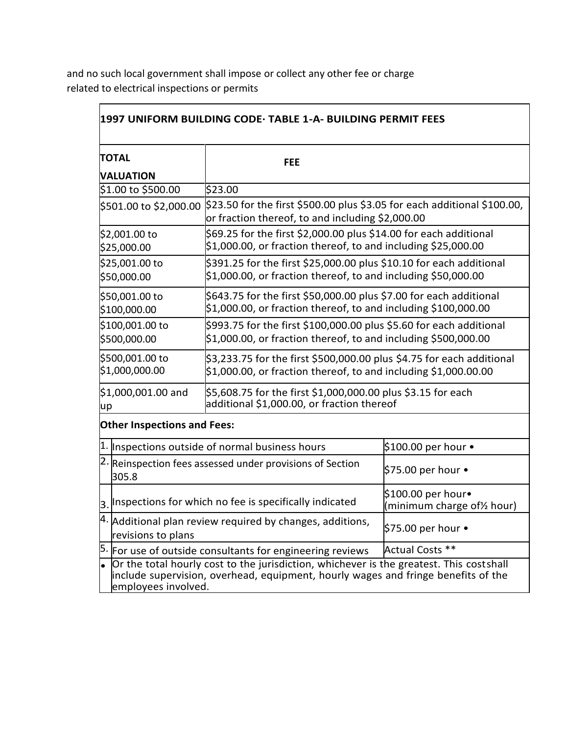and no such local government shall impose or collect any other fee or charge related to electrical inspections or permits

| 1997 UNIFORM BUILDING CODE· TABLE 1-A- BUILDING PERMIT FEES | |
|---|---|
| **TOTAL VALUATION** | **FEE** |
| $1.00 to $500.00 | $23.00 |
| $501.00 to $2,000.00 | $23.50 for the first $500.00 plus $3.05 for each additional $100.00, or fraction thereof, to and including $2,000.00 |
| $2,001.00 to $25,000.00 | $69.25 for the first $2,000.00 plus $14.00 for each additional $1,000.00, or fraction thereof, to and including $25,000.00 |
| $25,001.00 to $50,000.00 | $391.25 for the first $25,000.00 plus $10.10 for each additional $1,000.00, or fraction thereof, to and including $50,000.00 |
| $50,001.00 to $100,000.00 | $643.75 for the first $50,000.00 plus $7.00 for each additional $1,000.00, or fraction thereof, to and including $100,000.00 |
| $100,001.00 to $500,000.00 | $993.75 for the first $100,000.00 plus $5.60 for each additional $1,000.00, or fraction thereof, to and including $500,000.00 |
| $500,001.00 to $1,000,000.00 | $3,233.75 for the first $500,000.00 plus $4.75 for each additional $1,000.00, or fraction thereof, to and including $1,000.00.00 |
| $1,000,001.00 and up | $5,608.75 for the first $1,000,000.00 plus $3.15 for each additional $1,000.00, or fraction thereof |

**Other Inspections and Fees:**

| | | |
|---|---|---|
| 1. | Inspections outside of normal business hours | $100.00 per hour • |
| 2. | Reinspection fees assessed under provisions of Section 305.8 | $75.00 per hour • |
| 3. | Inspections for which no fee is specifically indicated | $100.00 per hour• (minimum charge of½ hour) |
| 4. | Additional plan review required by changes, additions, revisions to plans | $75.00 per hour • |
| 5. | For use of outside consultants for engineering reviews | Actual Costs ** |
| • | Or the total hourly cost to the jurisdiction, whichever is the greatest. This costshall include supervision, overhead, equipment, hourly wages and fringe benefits of the employees involved. | |